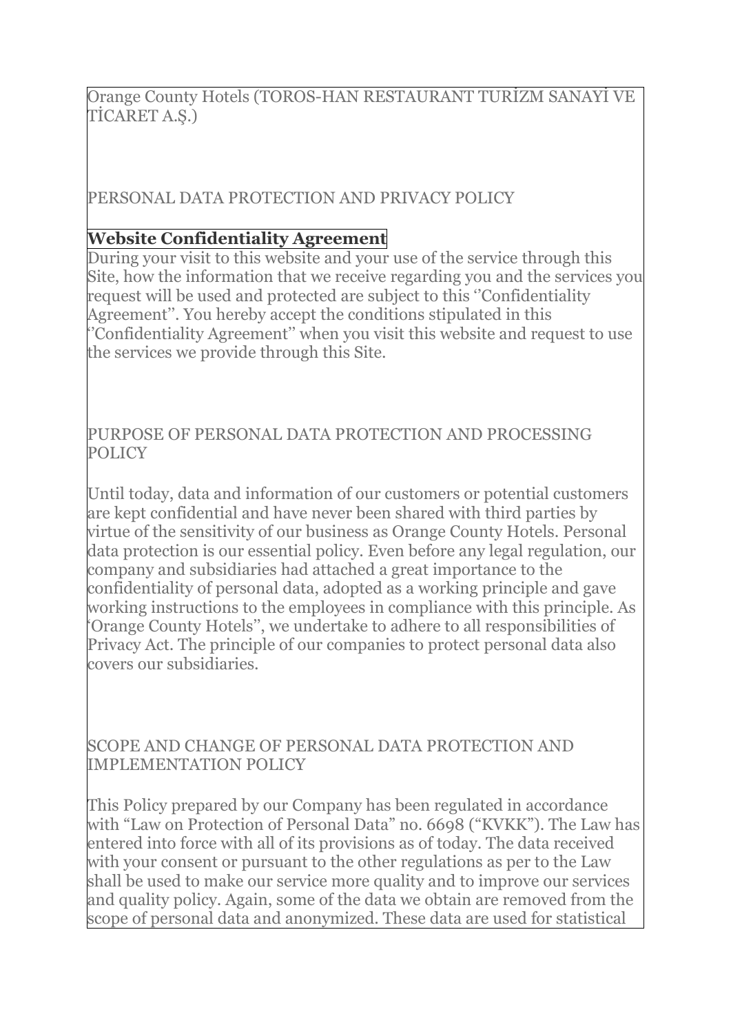Orange County Hotels (TOROS-HAN RESTAURANT TURİZM SANAYİ VE TİCARET A.Ş.)

PERSONAL DATA PROTECTION AND PRIVACY POLICY

**Website Confidentiality Agreement**

During your visit to this website and your use of the service through this Site, how the information that we receive regarding you and the services you request will be used and protected are subject to this ‘’Confidentiality Agreement’’. You hereby accept the conditions stipulated in this ‘’Confidentiality Agreement’’ when you visit this website and request to use the services we provide through this Site.

PURPOSE OF PERSONAL DATA PROTECTION AND PROCESSING POLICY

Until today, data and information of our customers or potential customers are kept confidential and have never been shared with third parties by virtue of the sensitivity of our business as Orange County Hotels. Personal data protection is our essential policy. Even before any legal regulation, our company and subsidiaries had attached a great importance to the confidentiality of personal data, adopted as a working principle and gave working instructions to the employees in compliance with this principle. As ‘Orange County Hotels’’, we undertake to adhere to all responsibilities of Privacy Act. The principle of our companies to protect personal data also covers our subsidiaries.

SCOPE AND CHANGE OF PERSONAL DATA PROTECTION AND IMPLEMENTATION POLICY

This Policy prepared by our Company has been regulated in accordance with “Law on Protection of Personal Data” no. 6698 (“KVKK”). The Law has entered into force with all of its provisions as of today. The data received with your consent or pursuant to the other regulations as per to the Law shall be used to make our service more quality and to improve our services and quality policy. Again, some of the data we obtain are removed from the scope of personal data and anonymized. These data are used for statistical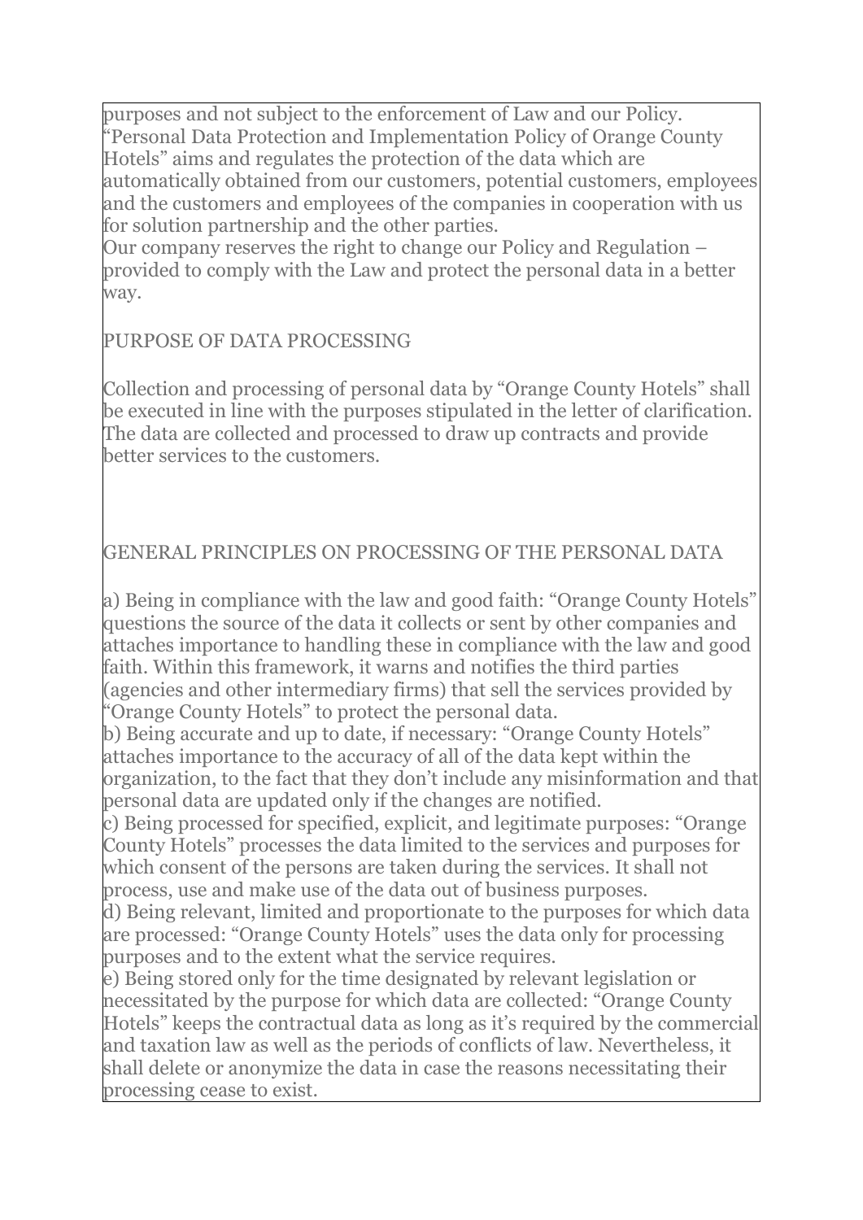purposes and not subject to the enforcement of Law and our Policy.
"Personal Data Protection and Implementation Policy of Orange County Hotels" aims and regulates the protection of the data which are automatically obtained from our customers, potential customers, employees and the customers and employees of the companies in cooperation with us for solution partnership and the other parties.
Our company reserves the right to change our Policy and Regulation – provided to comply with the Law and protect the personal data in a better way.

## PURPOSE OF DATA PROCESSING

Collection and processing of personal data by "Orange County Hotels" shall be executed in line with the purposes stipulated in the letter of clarification. The data are collected and processed to draw up contracts and provide better services to the customers.

## GENERAL PRINCIPLES ON PROCESSING OF THE PERSONAL DATA

a) Being in compliance with the law and good faith: "Orange County Hotels" questions the source of the data it collects or sent by other companies and attaches importance to handling these in compliance with the law and good faith. Within this framework, it warns and notifies the third parties (agencies and other intermediary firms) that sell the services provided by "Orange County Hotels" to protect the personal data.
b) Being accurate and up to date, if necessary: "Orange County Hotels" attaches importance to the accuracy of all of the data kept within the organization, to the fact that they don't include any misinformation and that personal data are updated only if the changes are notified.
c) Being processed for specified, explicit, and legitimate purposes: "Orange County Hotels" processes the data limited to the services and purposes for which consent of the persons are taken during the services. It shall not process, use and make use of the data out of business purposes.
d) Being relevant, limited and proportionate to the purposes for which data are processed: "Orange County Hotels" uses the data only for processing purposes and to the extent what the service requires.
e) Being stored only for the time designated by relevant legislation or necessitated by the purpose for which data are collected: "Orange County Hotels" keeps the contractual data as long as it's required by the commercial and taxation law as well as the periods of conflicts of law. Nevertheless, it shall delete or anonymize the data in case the reasons necessitating their processing cease to exist.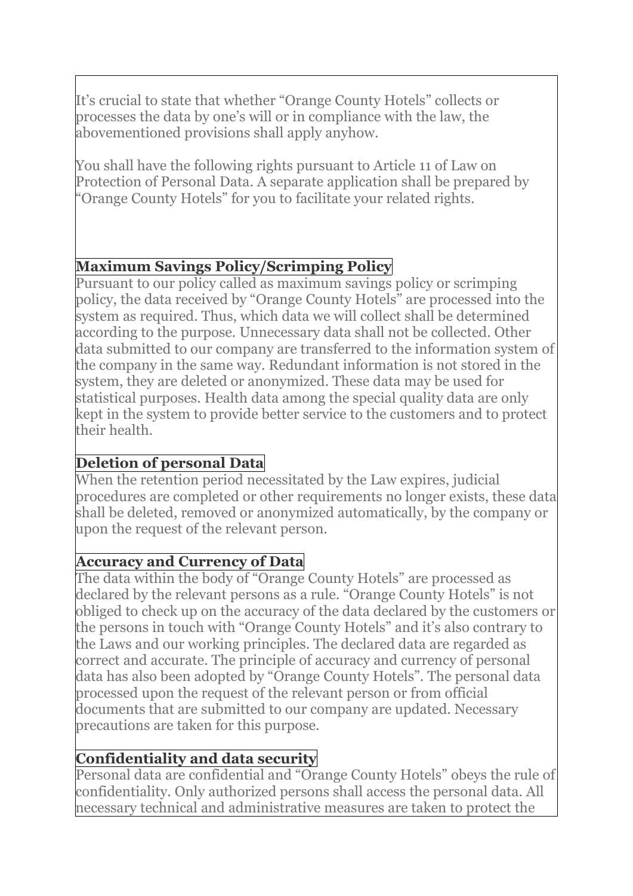It's crucial to state that whether "Orange County Hotels" collects or processes the data by one's will or in compliance with the law, the abovementioned provisions shall apply anyhow.

You shall have the following rights pursuant to Article 11 of Law on Protection of Personal Data. A separate application shall be prepared by "Orange County Hotels" for you to facilitate your related rights.

**Maximum Savings Policy/Scrimping Policy**

Pursuant to our policy called as maximum savings policy or scrimping policy, the data received by "Orange County Hotels" are processed into the system as required. Thus, which data we will collect shall be determined according to the purpose. Unnecessary data shall not be collected. Other data submitted to our company are transferred to the information system of the company in the same way. Redundant information is not stored in the system, they are deleted or anonymized. These data may be used for statistical purposes. Health data among the special quality data are only kept in the system to provide better service to the customers and to protect their health.

**Deletion of personal Data**

When the retention period necessitated by the Law expires, judicial procedures are completed or other requirements no longer exists, these data shall be deleted, removed or anonymized automatically, by the company or upon the request of the relevant person.

**Accuracy and Currency of Data**

The data within the body of "Orange County Hotels" are processed as declared by the relevant persons as a rule. "Orange County Hotels" is not obliged to check up on the accuracy of the data declared by the customers or the persons in touch with "Orange County Hotels" and it's also contrary to the Laws and our working principles. The declared data are regarded as correct and accurate. The principle of accuracy and currency of personal data has also been adopted by "Orange County Hotels". The personal data processed upon the request of the relevant person or from official documents that are submitted to our company are updated. Necessary precautions are taken for this purpose.

**Confidentiality and data security**

Personal data are confidential and "Orange County Hotels" obeys the rule of confidentiality. Only authorized persons shall access the personal data. All necessary technical and administrative measures are taken to protect the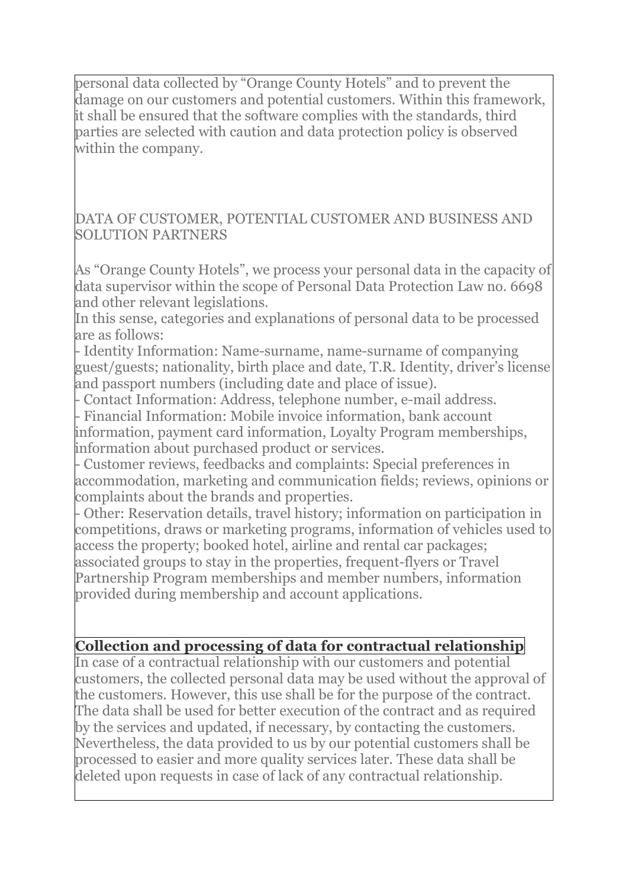personal data collected by "Orange County Hotels" and to prevent the damage on our customers and potential customers. Within this framework, it shall be ensured that the software complies with the standards, third parties are selected with caution and data protection policy is observed within the company.

DATA OF CUSTOMER, POTENTIAL CUSTOMER AND BUSINESS AND SOLUTION PARTNERS

As "Orange County Hotels", we process your personal data in the capacity of data supervisor within the scope of Personal Data Protection Law no. 6698 and other relevant legislations.
In this sense, categories and explanations of personal data to be processed are as follows:

- Identity Information: Name-surname, name-surname of companying guest/guests; nationality, birth place and date, T.R. Identity, driver's license and passport numbers (including date and place of issue).
- Contact Information: Address, telephone number, e-mail address.
- Financial Information: Mobile invoice information, bank account information, payment card information, Loyalty Program memberships, information about purchased product or services.
- Customer reviews, feedbacks and complaints: Special preferences in accommodation, marketing and communication fields; reviews, opinions or complaints about the brands and properties.
- Other: Reservation details, travel history; information on participation in competitions, draws or marketing programs, information of vehicles used to access the property; booked hotel, airline and rental car packages; associated groups to stay in the properties, frequent-flyers or Travel Partnership Program memberships and member numbers, information provided during membership and account applications.

**Collection and processing of data for contractual relationship**

In case of a contractual relationship with our customers and potential customers, the collected personal data may be used without the approval of the customers. However, this use shall be for the purpose of the contract. The data shall be used for better execution of the contract and as required by the services and updated, if necessary, by contacting the customers. Nevertheless, the data provided to us by our potential customers shall be processed to easier and more quality services later. These data shall be deleted upon requests in case of lack of any contractual relationship.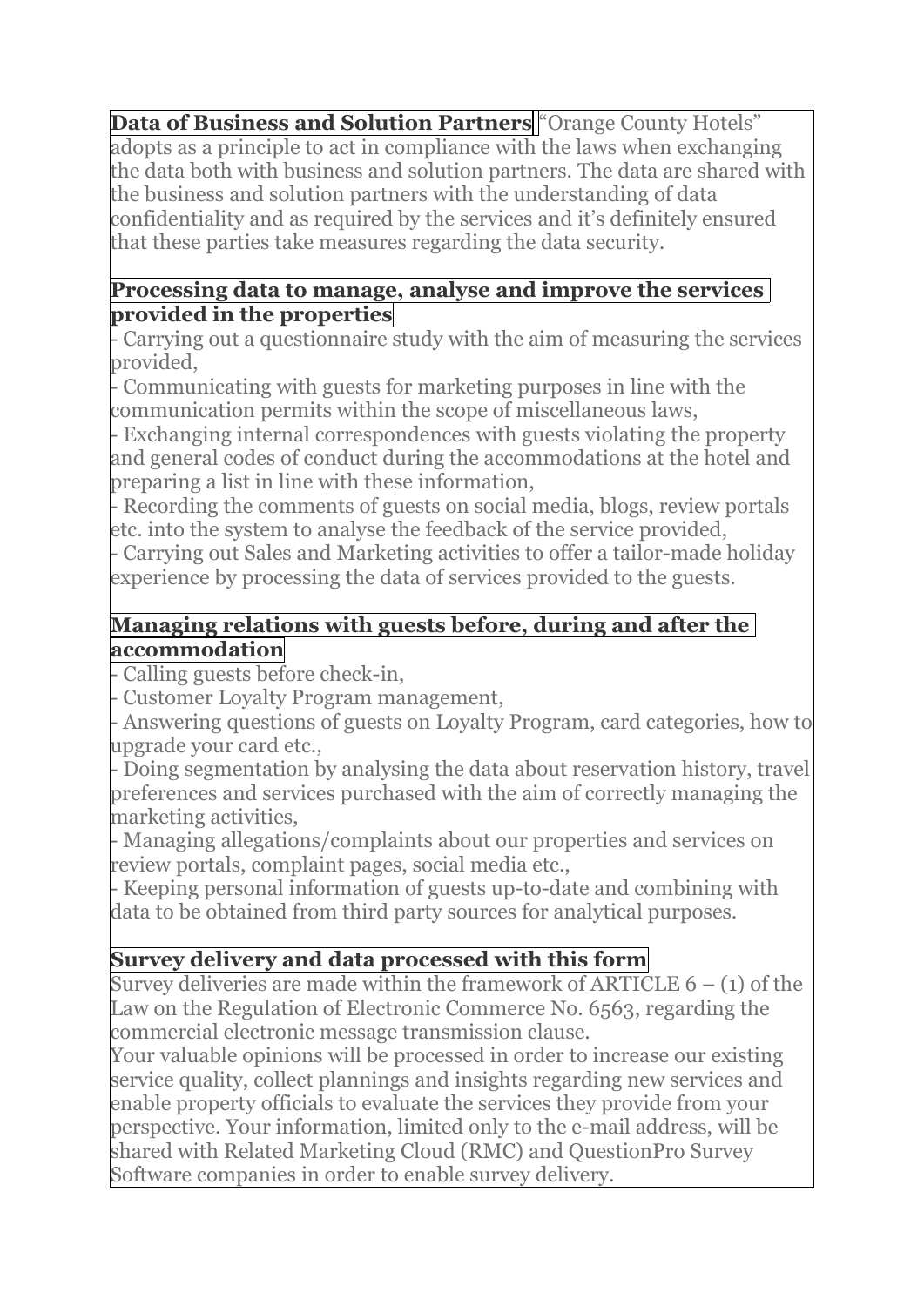**Data of Business and Solution Partners** "Orange County Hotels" adopts as a principle to act in compliance with the laws when exchanging the data both with business and solution partners. The data are shared with the business and solution partners with the understanding of data confidentiality and as required by the services and it's definitely ensured that these parties take measures regarding the data security.

**Processing data to manage, analyse and improve the services provided in the properties**

- Carrying out a questionnaire study with the aim of measuring the services provided,
- Communicating with guests for marketing purposes in line with the communication permits within the scope of miscellaneous laws,
- Exchanging internal correspondences with guests violating the property and general codes of conduct during the accommodations at the hotel and preparing a list in line with these information,
- Recording the comments of guests on social media, blogs, review portals etc. into the system to analyse the feedback of the service provided,
- Carrying out Sales and Marketing activities to offer a tailor-made holiday experience by processing the data of services provided to the guests.

**Managing relations with guests before, during and after the accommodation**

- Calling guests before check-in,
- Customer Loyalty Program management,
- Answering questions of guests on Loyalty Program, card categories, how to upgrade your card etc.,
- Doing segmentation by analysing the data about reservation history, travel preferences and services purchased with the aim of correctly managing the marketing activities,
- Managing allegations/complaints about our properties and services on review portals, complaint pages, social media etc.,
- Keeping personal information of guests up-to-date and combining with data to be obtained from third party sources for analytical purposes.

**Survey delivery and data processed with this form**

Survey deliveries are made within the framework of ARTICLE 6 – (1) of the Law on the Regulation of Electronic Commerce No. 6563, regarding the commercial electronic message transmission clause.

Your valuable opinions will be processed in order to increase our existing service quality, collect plannings and insights regarding new services and enable property officials to evaluate the services they provide from your perspective. Your information, limited only to the e-mail address, will be shared with Related Marketing Cloud (RMC) and QuestionPro Survey Software companies in order to enable survey delivery.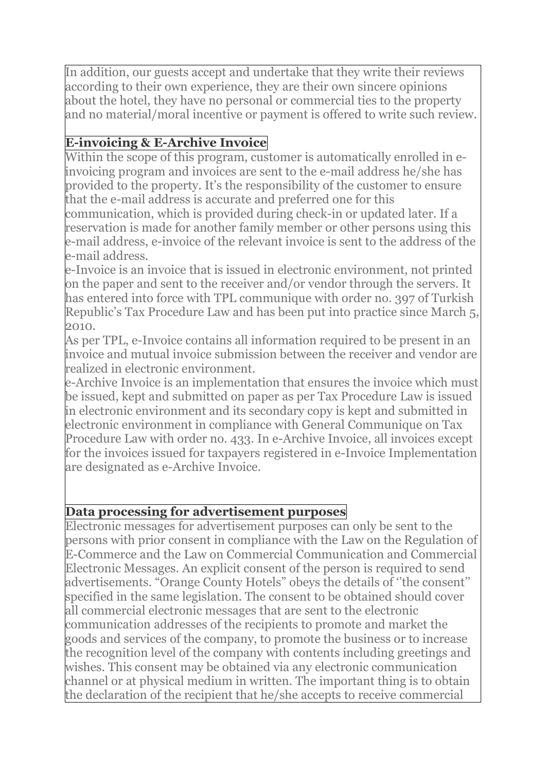In addition, our guests accept and undertake that they write their reviews according to their own experience, they are their own sincere opinions about the hotel, they have no personal or commercial ties to the property and no material/moral incentive or payment is offered to write such review.

## E-invoicing & E-Archive Invoice

Within the scope of this program, customer is automatically enrolled in e-invoicing program and invoices are sent to the e-mail address he/she has provided to the property. It's the responsibility of the customer to ensure that the e-mail address is accurate and preferred one for this communication, which is provided during check-in or updated later. If a reservation is made for another family member or other persons using this e-mail address, e-invoice of the relevant invoice is sent to the address of the e-mail address.

e-Invoice is an invoice that is issued in electronic environment, not printed on the paper and sent to the receiver and/or vendor through the servers. It has entered into force with TPL communique with order no. 397 of Turkish Republic's Tax Procedure Law and has been put into practice since March 5, 2010.

As per TPL, e-Invoice contains all information required to be present in an invoice and mutual invoice submission between the receiver and vendor are realized in electronic environment.

e-Archive Invoice is an implementation that ensures the invoice which must be issued, kept and submitted on paper as per Tax Procedure Law is issued in electronic environment and its secondary copy is kept and submitted in electronic environment in compliance with General Communique on Tax Procedure Law with order no. 433. In e-Archive Invoice, all invoices except for the invoices issued for taxpayers registered in e-Invoice Implementation are designated as e-Archive Invoice.

## Data processing for advertisement purposes

Electronic messages for advertisement purposes can only be sent to the persons with prior consent in compliance with the Law on the Regulation of E-Commerce and the Law on Commercial Communication and Commercial Electronic Messages. An explicit consent of the person is required to send advertisements. "Orange County Hotels" obeys the details of ''the consent'' specified in the same legislation. The consent to be obtained should cover all commercial electronic messages that are sent to the electronic communication addresses of the recipients to promote and market the goods and services of the company, to promote the business or to increase the recognition level of the company with contents including greetings and wishes. This consent may be obtained via any electronic communication channel or at physical medium in written. The important thing is to obtain the declaration of the recipient that he/she accepts to receive commercial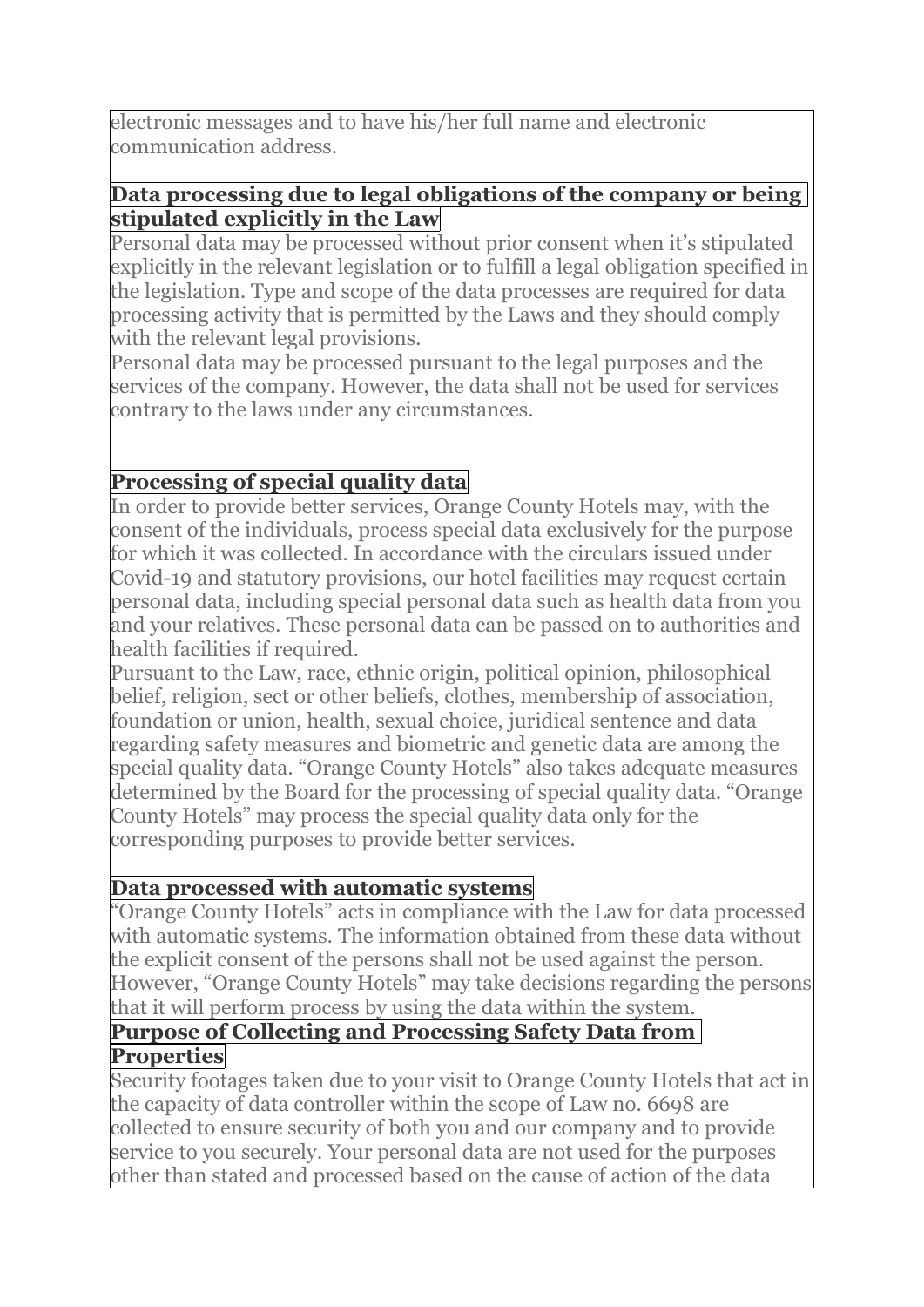electronic messages and to have his/her full name and electronic communication address.

**Data processing due to legal obligations of the company or being stipulated explicitly in the Law**

Personal data may be processed without prior consent when it's stipulated explicitly in the relevant legislation or to fulfill a legal obligation specified in the legislation. Type and scope of the data processes are required for data processing activity that is permitted by the Laws and they should comply with the relevant legal provisions.

Personal data may be processed pursuant to the legal purposes and the services of the company. However, the data shall not be used for services contrary to the laws under any circumstances.

**Processing of special quality data**

In order to provide better services, Orange County Hotels may, with the consent of the individuals, process special data exclusively for the purpose for which it was collected. In accordance with the circulars issued under Covid-19 and statutory provisions, our hotel facilities may request certain personal data, including special personal data such as health data from you and your relatives. These personal data can be passed on to authorities and health facilities if required.

Pursuant to the Law, race, ethnic origin, political opinion, philosophical belief, religion, sect or other beliefs, clothes, membership of association, foundation or union, health, sexual choice, juridical sentence and data regarding safety measures and biometric and genetic data are among the special quality data. "Orange County Hotels" also takes adequate measures determined by the Board for the processing of special quality data. "Orange County Hotels" may process the special quality data only for the corresponding purposes to provide better services.

**Data processed with automatic systems**

"Orange County Hotels" acts in compliance with the Law for data processed with automatic systems. The information obtained from these data without the explicit consent of the persons shall not be used against the person. However, "Orange County Hotels" may take decisions regarding the persons that it will perform process by using the data within the system.

**Purpose of Collecting and Processing Safety Data from Properties**

Security footages taken due to your visit to Orange County Hotels that act in the capacity of data controller within the scope of Law no. 6698 are collected to ensure security of both you and our company and to provide service to you securely. Your personal data are not used for the purposes other than stated and processed based on the cause of action of the data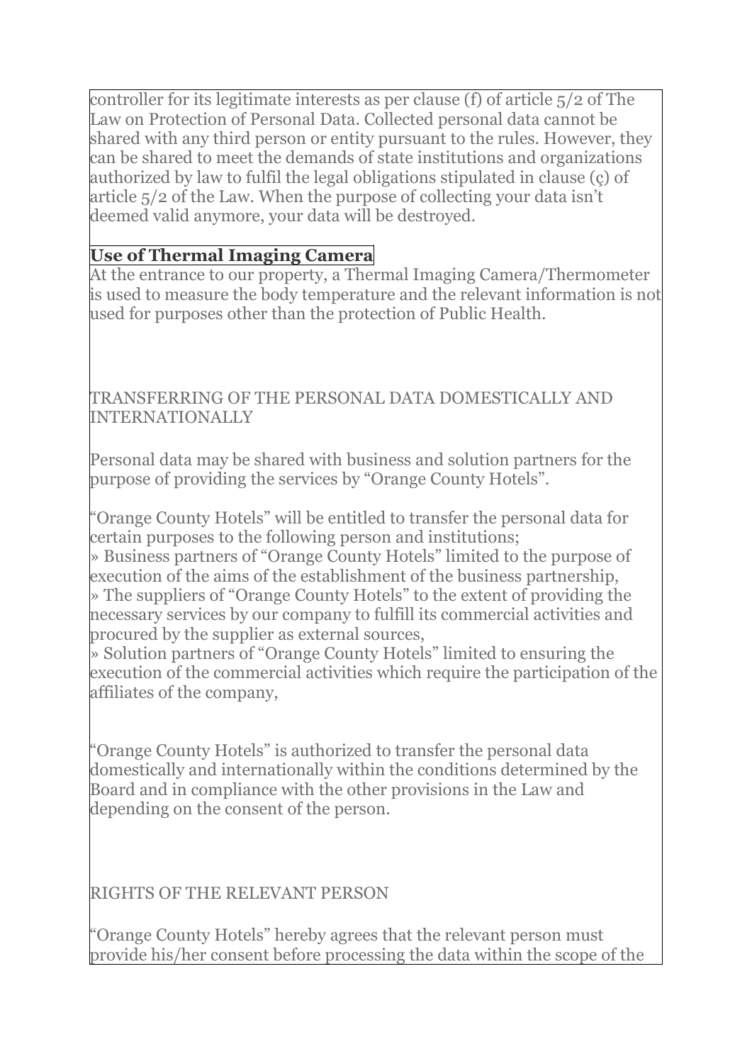controller for its legitimate interests as per clause (f) of article 5/2 of The Law on Protection of Personal Data. Collected personal data cannot be shared with any third person or entity pursuant to the rules. However, they can be shared to meet the demands of state institutions and organizations authorized by law to fulfil the legal obligations stipulated in clause (ç) of article 5/2 of the Law. When the purpose of collecting your data isn't deemed valid anymore, your data will be destroyed.

**Use of Thermal Imaging Camera**

At the entrance to our property, a Thermal Imaging Camera/Thermometer is used to measure the body temperature and the relevant information is not used for purposes other than the protection of Public Health.

TRANSFERRING OF THE PERSONAL DATA DOMESTICALLY AND INTERNATIONALLY

Personal data may be shared with business and solution partners for the purpose of providing the services by "Orange County Hotels".

"Orange County Hotels" will be entitled to transfer the personal data for certain purposes to the following person and institutions;

» Business partners of "Orange County Hotels" limited to the purpose of execution of the aims of the establishment of the business partnership,

» The suppliers of "Orange County Hotels" to the extent of providing the necessary services by our company to fulfill its commercial activities and procured by the supplier as external sources,

» Solution partners of "Orange County Hotels" limited to ensuring the execution of the commercial activities which require the participation of the affiliates of the company,

"Orange County Hotels" is authorized to transfer the personal data domestically and internationally within the conditions determined by the Board and in compliance with the other provisions in the Law and depending on the consent of the person.

RIGHTS OF THE RELEVANT PERSON

"Orange County Hotels" hereby agrees that the relevant person must provide his/her consent before processing the data within the scope of the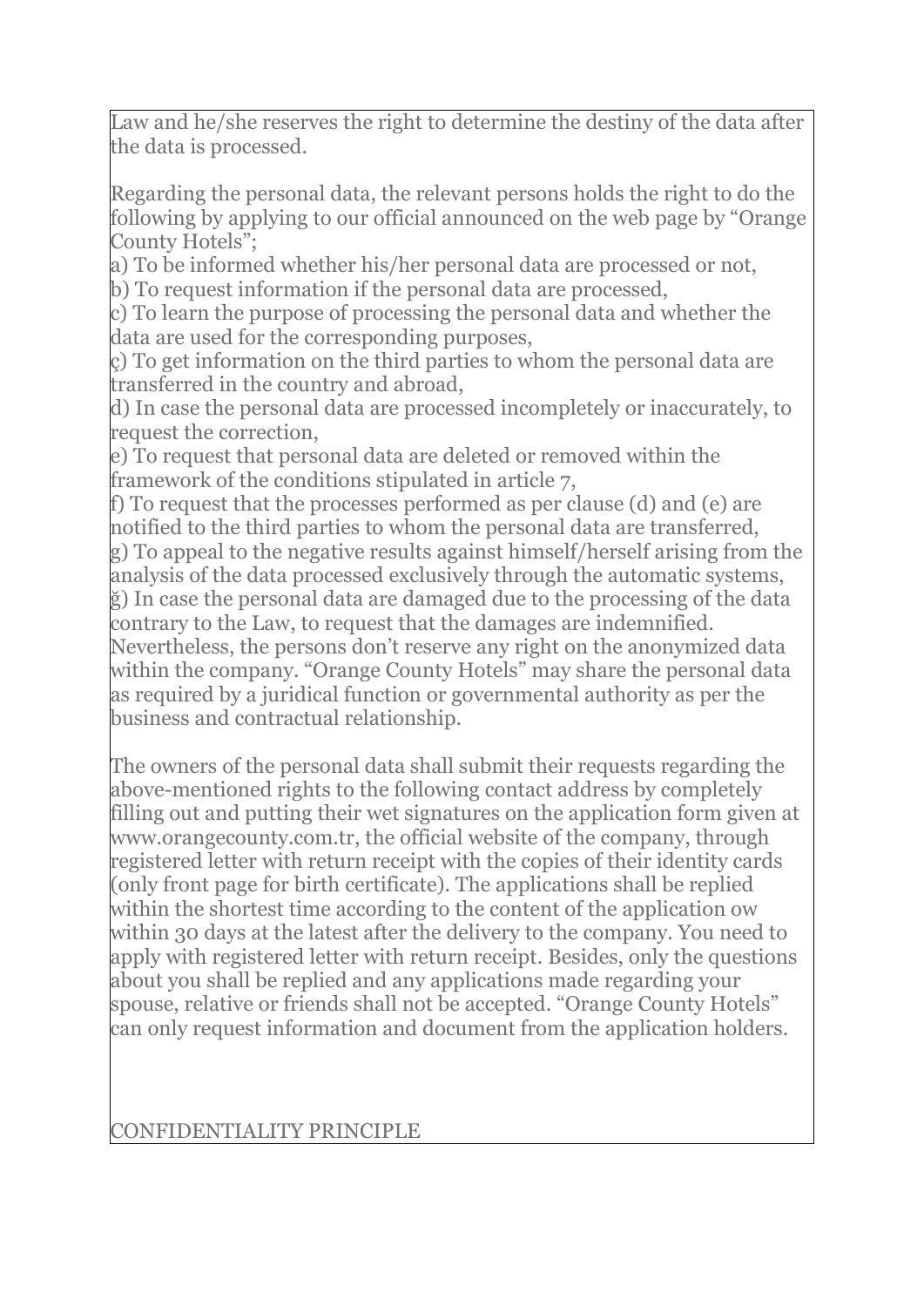Law and he/she reserves the right to determine the destiny of the data after the data is processed.

Regarding the personal data, the relevant persons holds the right to do the following by applying to our official announced on the web page by "Orange County Hotels";

a) To be informed whether his/her personal data are processed or not,
b) To request information if the personal data are processed,
c) To learn the purpose of processing the personal data and whether the data are used for the corresponding purposes,
ç) To get information on the third parties to whom the personal data are transferred in the country and abroad,
d) In case the personal data are processed incompletely or inaccurately, to request the correction,
e) To request that personal data are deleted or removed within the framework of the conditions stipulated in article 7,
f) To request that the processes performed as per clause (d) and (e) are notified to the third parties to whom the personal data are transferred,
g) To appeal to the negative results against himself/herself arising from the analysis of the data processed exclusively through the automatic systems,
ğ) In case the personal data are damaged due to the processing of the data contrary to the Law, to request that the damages are indemnified.

Nevertheless, the persons don't reserve any right on the anonymized data within the company. "Orange County Hotels" may share the personal data as required by a juridical function or governmental authority as per the business and contractual relationship.

The owners of the personal data shall submit their requests regarding the above-mentioned rights to the following contact address by completely filling out and putting their wet signatures on the application form given at www.orangecounty.com.tr, the official website of the company, through registered letter with return receipt with the copies of their identity cards (only front page for birth certificate). The applications shall be replied within the shortest time according to the content of the application ow within 30 days at the latest after the delivery to the company. You need to apply with registered letter with return receipt. Besides, only the questions about you shall be replied and any applications made regarding your spouse, relative or friends shall not be accepted. "Orange County Hotels" can only request information and document from the application holders.

CONFIDENTIALITY PRINCIPLE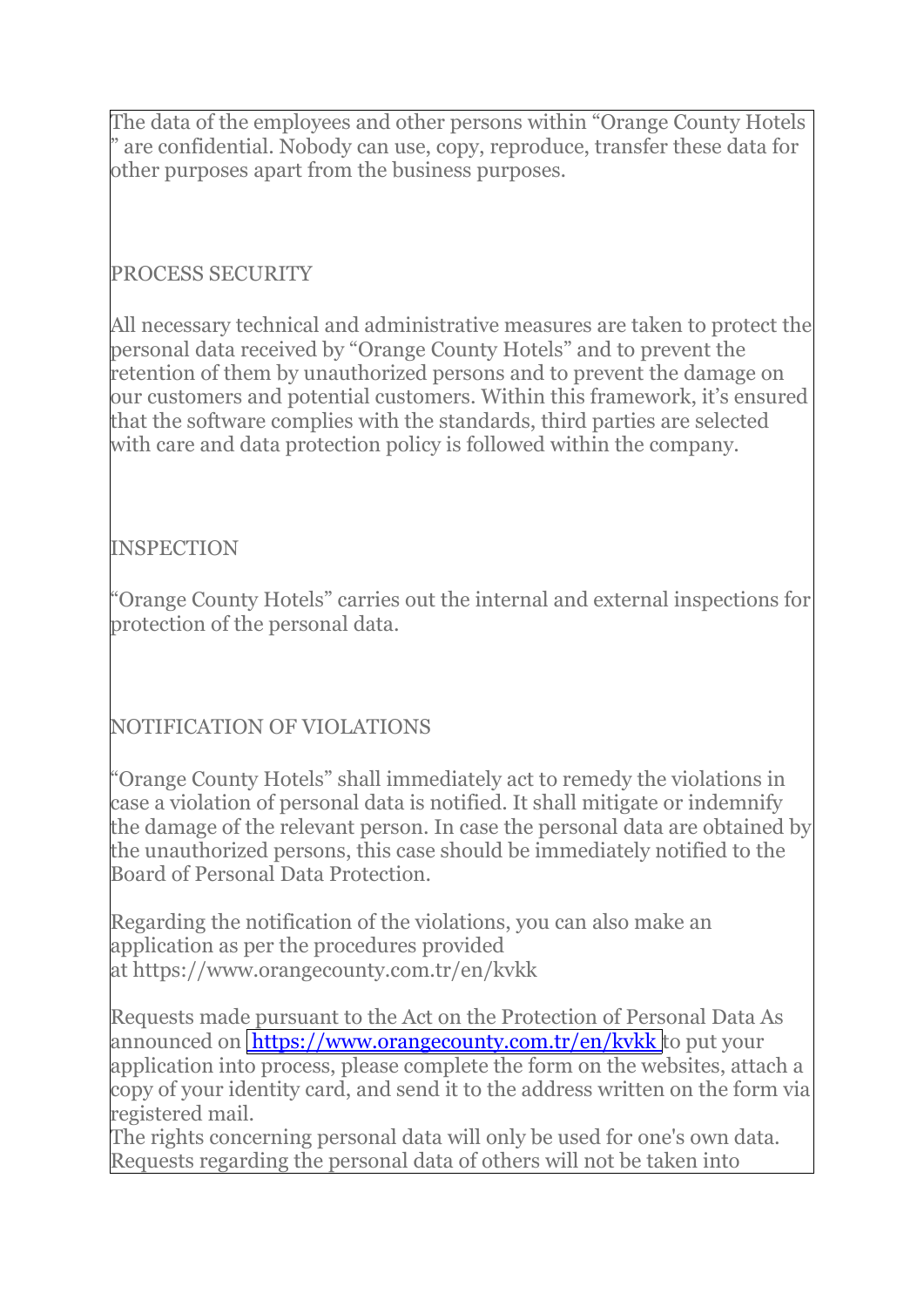The data of the employees and other persons within “Orange County Hotels ” are confidential. Nobody can use, copy, reproduce, transfer these data for other purposes apart from the business purposes.

## PROCESS SECURITY

All necessary technical and administrative measures are taken to protect the personal data received by “Orange County Hotels” and to prevent the retention of them by unauthorized persons and to prevent the damage on our customers and potential customers. Within this framework, it’s ensured that the software complies with the standards, third parties are selected with care and data protection policy is followed within the company.

## INSPECTION

“Orange County Hotels” carries out the internal and external inspections for protection of the personal data.

## NOTIFICATION OF VIOLATIONS

“Orange County Hotels” shall immediately act to remedy the violations in case a violation of personal data is notified. It shall mitigate or indemnify the damage of the relevant person. In case the personal data are obtained by the unauthorized persons, this case should be immediately notified to the Board of Personal Data Protection.

Regarding the notification of the violations, you can also make an application as per the procedures provided at https://www.orangecounty.com.tr/en/kvkk

Requests made pursuant to the Act on the Protection of Personal Data As announced on [https://www.orangecounty.com.tr/en/kvkk](https://www.orangecounty.com.tr/en/kvkk) to put your application into process, please complete the form on the websites, attach a copy of your identity card, and send it to the address written on the form via registered mail.
The rights concerning personal data will only be used for one's own data. Requests regarding the personal data of others will not be taken into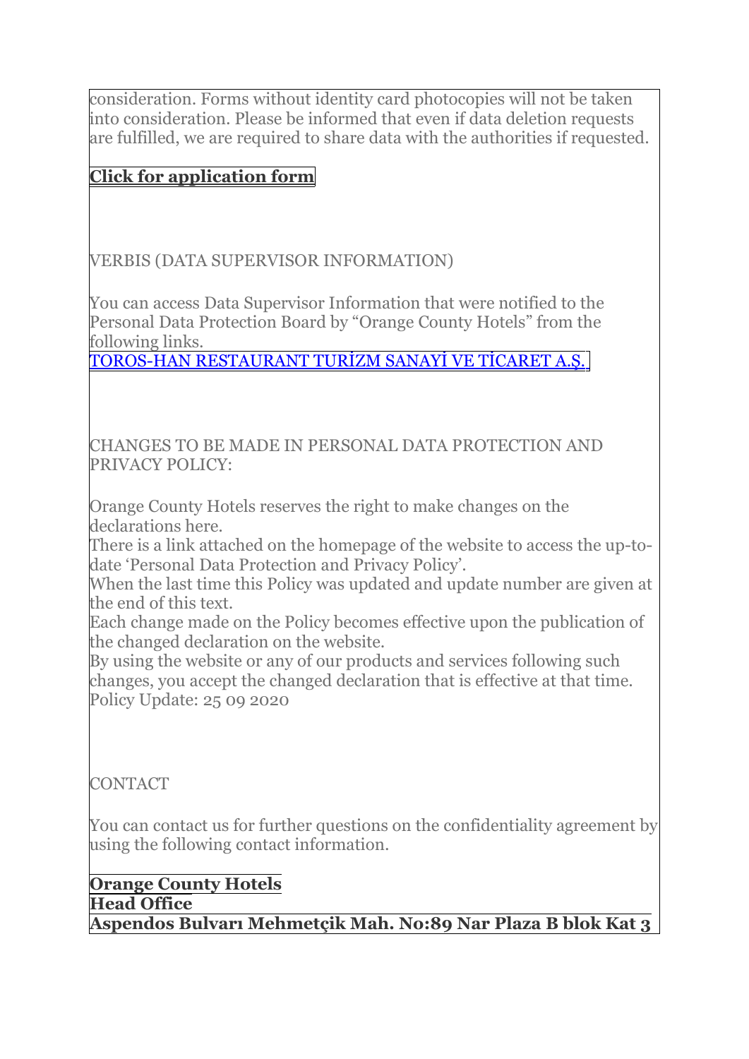consideration. Forms without identity card photocopies will not be taken into consideration. Please be informed that even if data deletion requests are fulfilled, we are required to share data with the authorities if requested.

**Click for application form**

VERBIS (DATA SUPERVISOR INFORMATION)

You can access Data Supervisor Information that were notified to the Personal Data Protection Board by "Orange County Hotels" from the following links.
TOROS-HAN RESTAURANT TURİZM SANAYİ VE TİCARET A.Ş.

CHANGES TO BE MADE IN PERSONAL DATA PROTECTION AND PRIVACY POLICY:

Orange County Hotels reserves the right to make changes on the declarations here.
There is a link attached on the homepage of the website to access the up-to-date 'Personal Data Protection and Privacy Policy'.
When the last time this Policy was updated and update number are given at the end of this text.
Each change made on the Policy becomes effective upon the publication of the changed declaration on the website.
By using the website or any of our products and services following such changes, you accept the changed declaration that is effective at that time.
Policy Update: 25 09 2020

CONTACT

You can contact us for further questions on the confidentiality agreement by using the following contact information.

**Orange County Hotels**
**Head Office**
**Aspendos Bulvarı Mehmetçik Mah. No:89 Nar Plaza B blok Kat 3**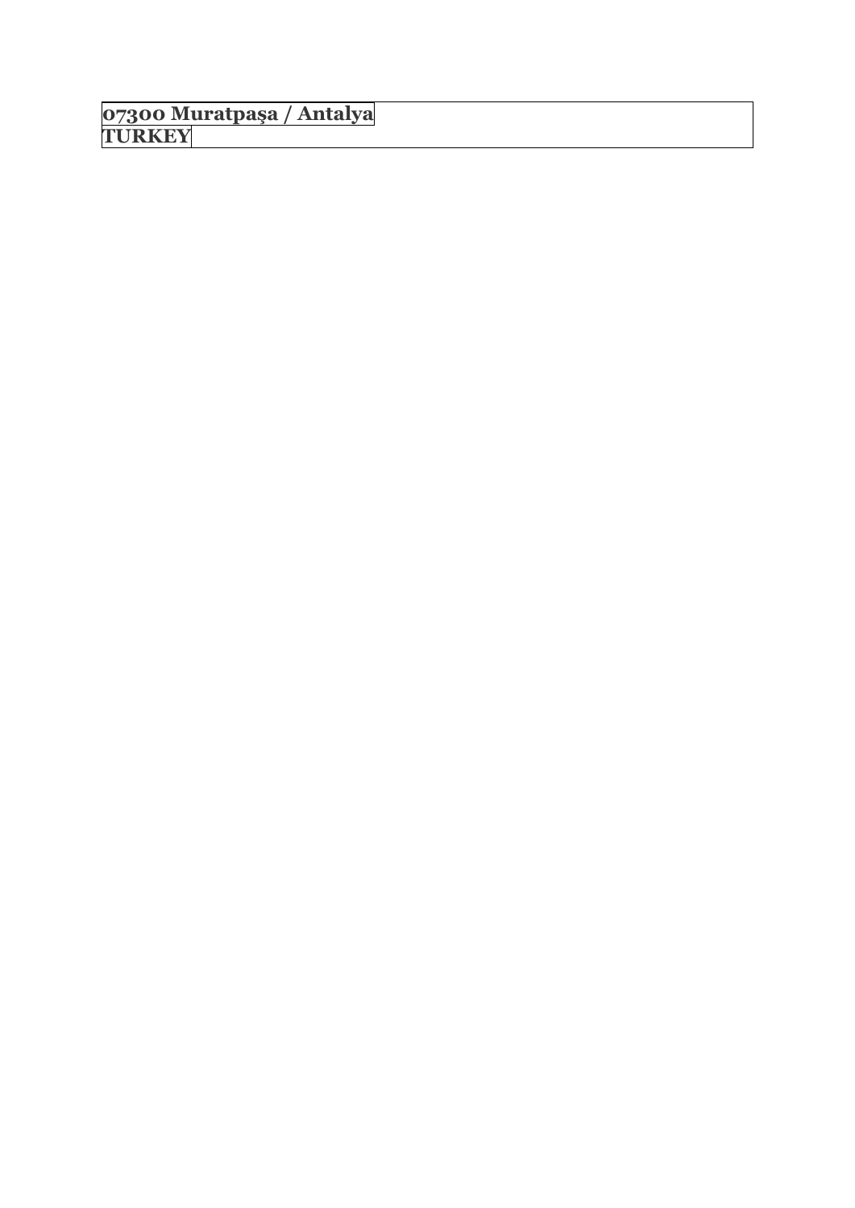**07300 Muratpaşa / Antalya**
**TURKEY**